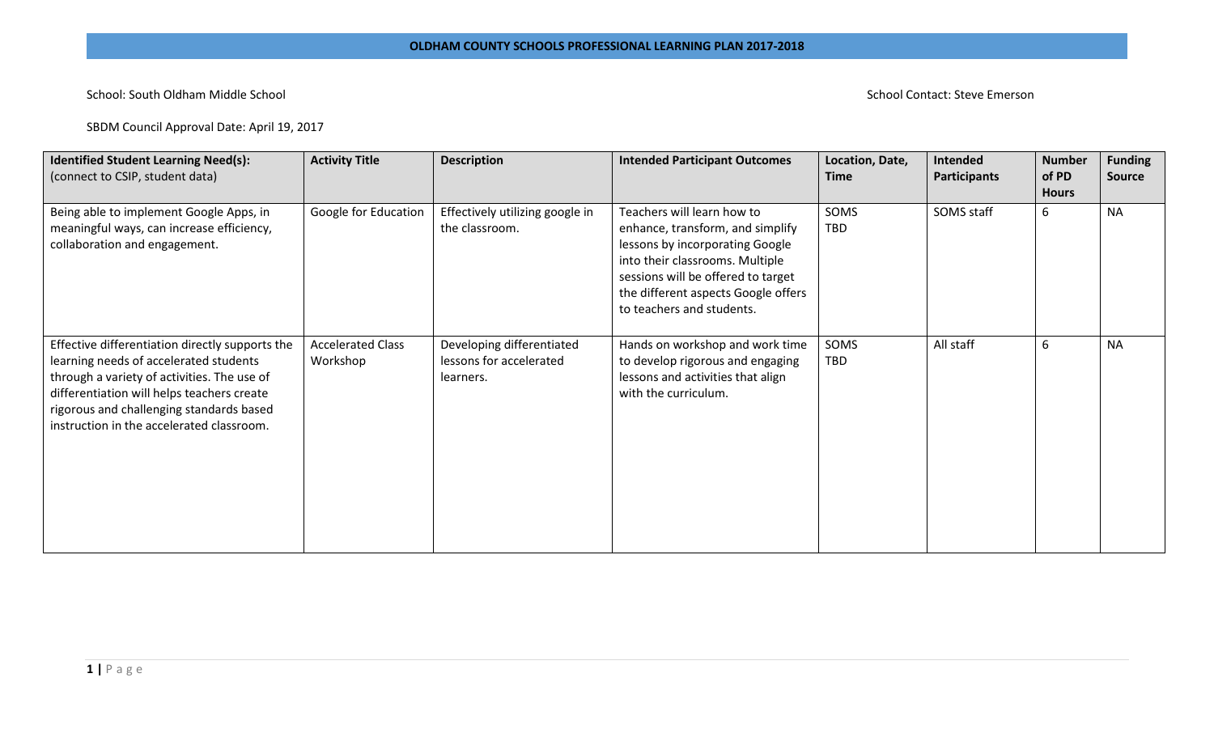**OLDHAM COUNTY SCHOOLS PROFESSIONAL LEARNING PLAN 2017-2018**

School: South Oldham Middle School

School Contact: Steve Emerson

SBDM Council Approval Date: April 19, 2017

| **Identified Student Learning Need(s):** (connect to CSIP, student data) | **Activity Title** | **Description** | **Intended Participant Outcomes** | **Location, Date, Time** | **Intended Participants** | **Number of PD Hours** | **Funding Source** |
|---|---|---|---|---|---|---|---|
| Being able to implement Google Apps, in meaningful ways, can increase efficiency, collaboration and engagement. | Google for Education | Effectively utilizing google in the classroom. | Teachers will learn how to enhance, transform, and simplify lessons by incorporating Google into their classrooms. Multiple sessions will be offered to target the different aspects Google offers to teachers and students. | SOMS TBD | SOMS staff | 6 | NA |
| Effective differentiation directly supports the learning needs of accelerated students through a variety of activities. The use of differentiation will helps teachers create rigorous and challenging standards based instruction in the accelerated classroom. | Accelerated Class Workshop | Developing differentiated lessons for accelerated learners. | Hands on workshop and work time to develop rigorous and engaging lessons and activities that align with the curriculum. | SOMS TBD | All staff | 6 | NA |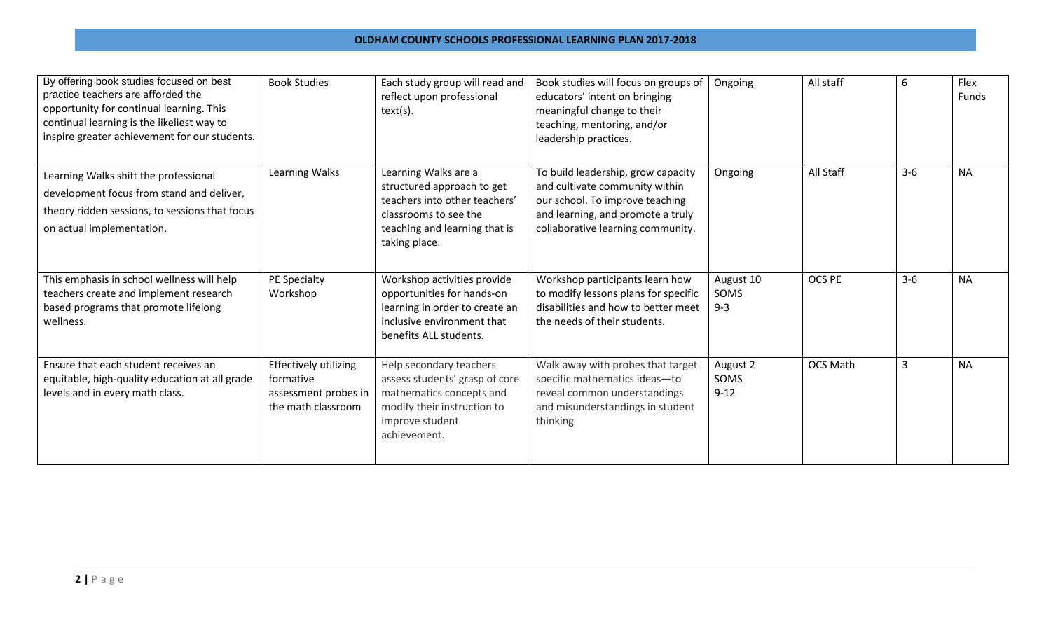| | | | | | | | |
|---|---|---|---|---|---|---|---|
| By offering book studies focused on best practice teachers are afforded the opportunity for continual learning. This continual learning is the likeliest way to inspire greater achievement for our students. | Book Studies | Each study group will read and reflect upon professional text(s). | Book studies will focus on groups of educators' intent on bringing meaningful change to their teaching, mentoring, and/or leadership practices. | Ongoing | All staff | 6 | Flex Funds |
| Learning Walks shift the professional development focus from stand and deliver, theory ridden sessions, to sessions that focus on actual implementation. | Learning Walks | Learning Walks are a structured approach to get teachers into other teachers' classrooms to see the teaching and learning that is taking place. | To build leadership, grow capacity and cultivate community within our school. To improve teaching and learning, and promote a truly collaborative learning community. | Ongoing | All Staff | 3-6 | NA |
| This emphasis in school wellness will help teachers create and implement research based programs that promote lifelong wellness. | PE Specialty Workshop | Workshop activities provide opportunities for hands-on learning in order to create an inclusive environment that benefits ALL students. | Workshop participants learn how to modify lessons plans for specific disabilities and how to better meet the needs of their students. | August 10 SOMS 9-3 | OCS PE | 3-6 | NA |
| Ensure that each student receives an equitable, high-quality education at all grade levels and in every math class. | Effectively utilizing formative assessment probes in the math classroom | Help secondary teachers assess students' grasp of core mathematics concepts and modify their instruction to improve student achievement. | Walk away with probes that target specific mathematics ideas—to reveal common understandings and misunderstandings in student thinking | August 2 SOMS 9-12 | OCS Math | 3 | NA |